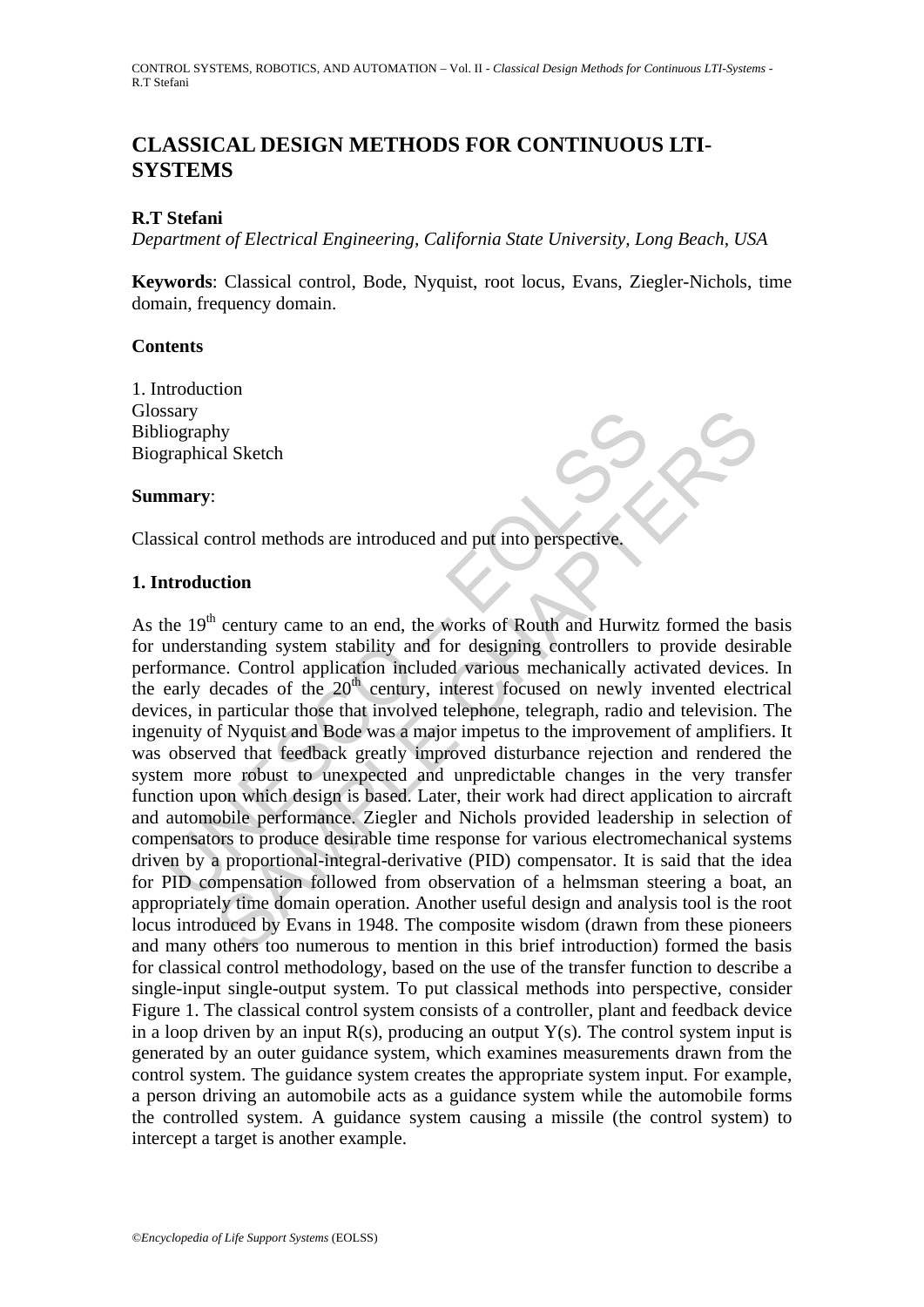# CLASSICAL DESIGN METHODS FOR CONTINUOUS LTI-SYSTEMS

**R.T Stefani**

*Department of Electrical Engineering, California State University, Long Beach, USA*

**Keywords**: Classical control, Bode, Nyquist, root locus, Evans, Ziegler-Nichols, time domain, frequency domain.

## Contents

1. Introduction

Glossary

Bibliography

Biographical Sketch

**Summary**:

Classical control methods are introduced and put into perspective.

## 1. Introduction

As the 19th century came to an end, the works of Routh and Hurwitz formed the basis for understanding system stability and for designing controllers to provide desirable performance. Control application included various mechanically activated devices. In the early decades of the 20th century, interest focused on newly invented electrical devices, in particular those that involved telephone, telegraph, radio and television. The ingenuity of Nyquist and Bode was a major impetus to the improvement of amplifiers. It was observed that feedback greatly improved disturbance rejection and rendered the system more robust to unexpected and unpredictable changes in the very transfer function upon which design is based. Later, their work had direct application to aircraft and automobile performance. Ziegler and Nichols provided leadership in selection of compensators to produce desirable time response for various electromechanical systems driven by a proportional-integral-derivative (PID) compensator. It is said that the idea for PID compensation followed from observation of a helmsman steering a boat, an appropriately time domain operation. Another useful design and analysis tool is the root locus introduced by Evans in 1948. The composite wisdom (drawn from these pioneers and many others too numerous to mention in this brief introduction) formed the basis for classical control methodology, based on the use of the transfer function to describe a single-input single-output system. To put classical methods into perspective, consider Figure 1. The classical control system consists of a controller, plant and feedback device in a loop driven by an input R(s), producing an output Y(s). The control system input is generated by an outer guidance system, which examines measurements drawn from the control system. The guidance system creates the appropriate system input. For example, a person driving an automobile acts as a guidance system while the automobile forms the controlled system. A guidance system causing a missile (the control system) to intercept a target is another example.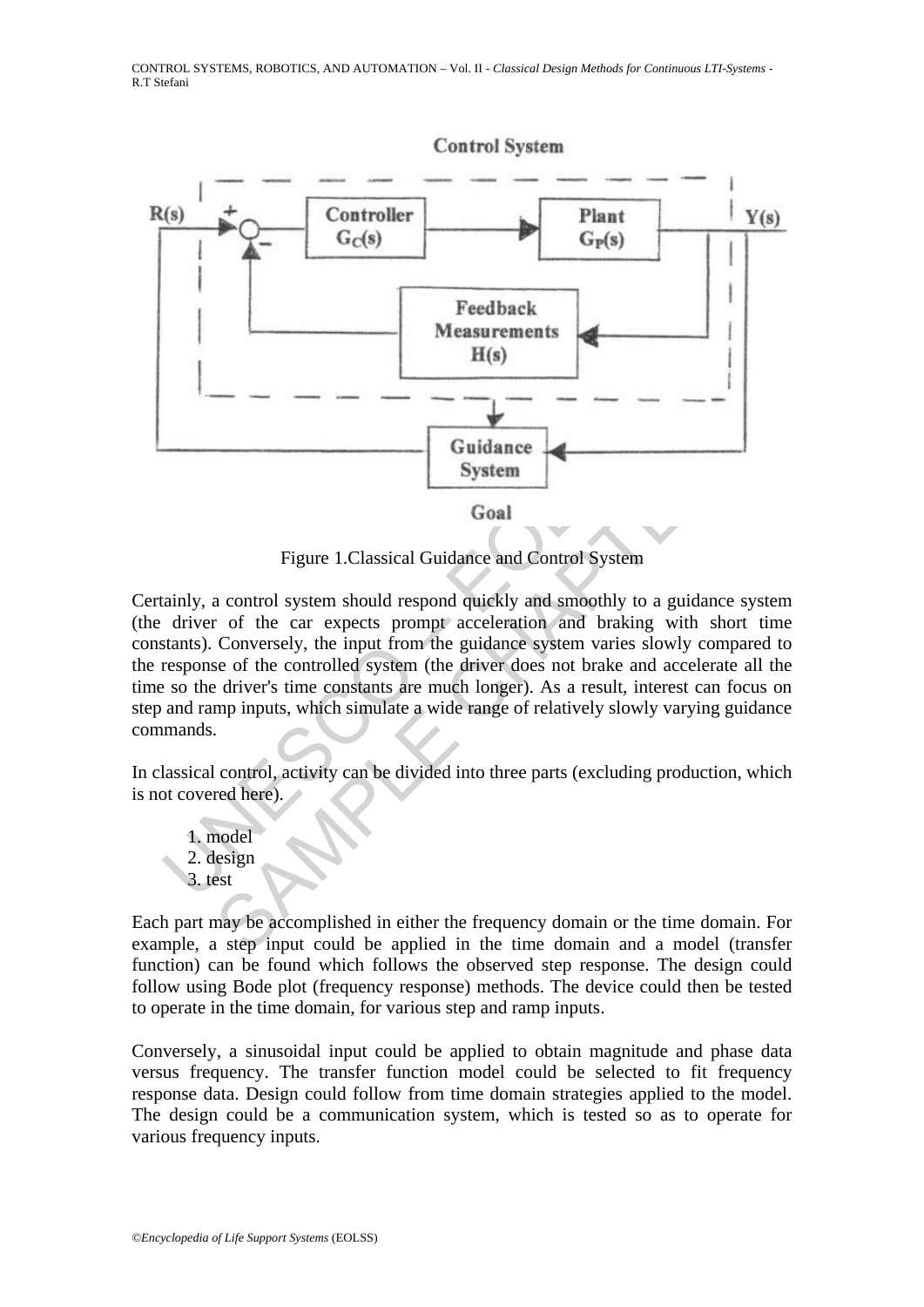Figure 1.Classical Guidance and Control System

Certainly, a control system should respond quickly and smoothly to a guidance system (the driver of the car expects prompt acceleration and braking with short time constants). Conversely, the input from the guidance system varies slowly compared to the response of the controlled system (the driver does not brake and accelerate all the time so the driver's time constants are much longer). As a result, interest can focus on step and ramp inputs, which simulate a wide range of relatively slowly varying guidance commands.

In classical control, activity can be divided into three parts (excluding production, which is not covered here).

1. model
2. design
3. test

Each part may be accomplished in either the frequency domain or the time domain. For example, a step input could be applied in the time domain and a model (transfer function) can be found which follows the observed step response. The design could follow using Bode plot (frequency response) methods. The device could then be tested to operate in the time domain, for various step and ramp inputs.

Conversely, a sinusoidal input could be applied to obtain magnitude and phase data versus frequency. The transfer function model could be selected to fit frequency response data. Design could follow from time domain strategies applied to the model. The design could be a communication system, which is tested so as to operate for various frequency inputs.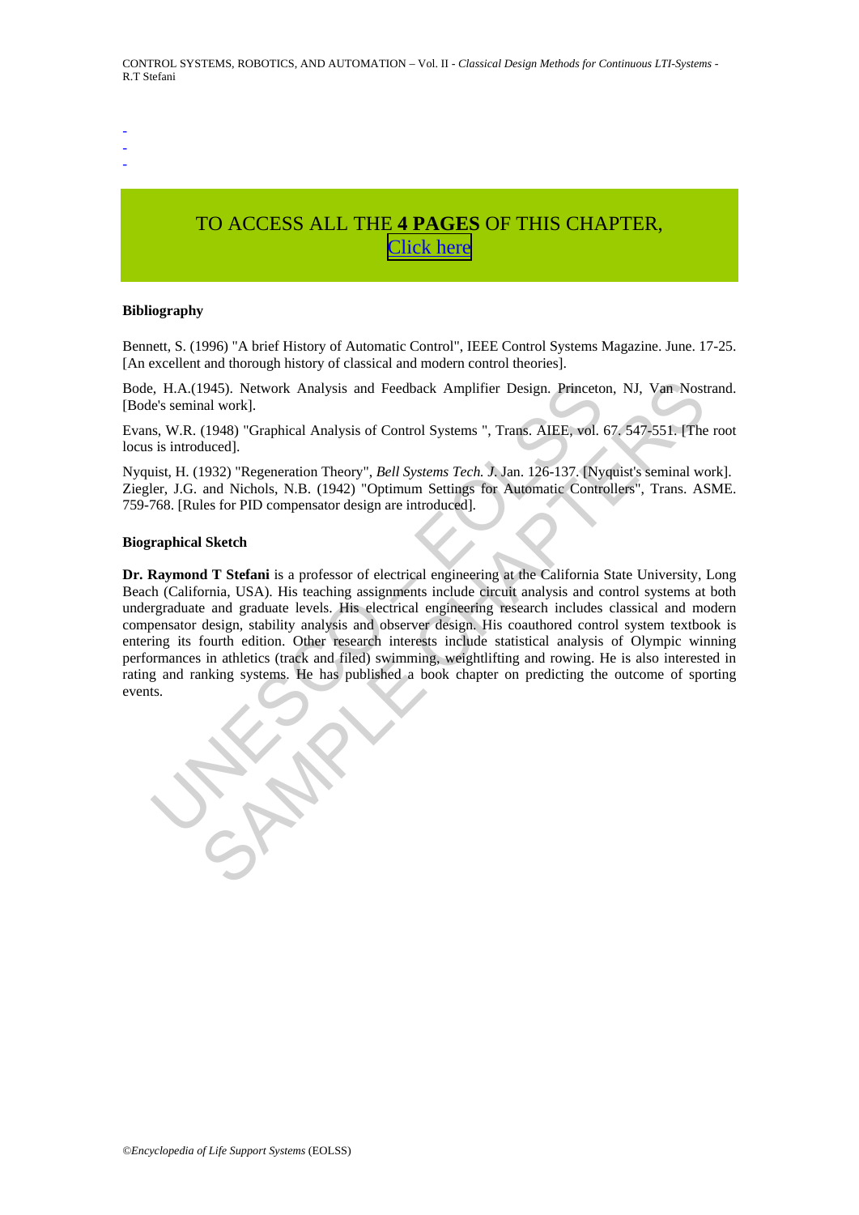-
-
-

TO ACCESS ALL THE **4 PAGES** OF THIS CHAPTER,
Click here

**Bibliography**

Bennett, S. (1996) "A brief History of Automatic Control", IEEE Control Systems Magazine. June. 17-25. [An excellent and thorough history of classical and modern control theories].

Bode, H.A.(1945). Network Analysis and Feedback Amplifier Design. Princeton, NJ, Van Nostrand. [Bode's seminal work].

Evans, W.R. (1948) "Graphical Analysis of Control Systems ", Trans. AIEE, vol. 67. 547-551. [The root locus is introduced].

Nyquist, H. (1932) "Regeneration Theory", *Bell Systems Tech. J.* Jan. 126-137. [Nyquist's seminal work].
Ziegler, J.G. and Nichols, N.B. (1942) "Optimum Settings for Automatic Controllers", Trans. ASME. 759-768. [Rules for PID compensator design are introduced].

**Biographical Sketch**

**Dr. Raymond T Stefani** is a professor of electrical engineering at the California State University, Long Beach (California, USA). His teaching assignments include circuit analysis and control systems at both undergraduate and graduate levels. His electrical engineering research includes classical and modern compensator design, stability analysis and observer design. His coauthored control system textbook is entering its fourth edition. Other research interests include statistical analysis of Olympic winning performances in athletics (track and filed) swimming, weightlifting and rowing. He is also interested in rating and ranking systems. He has published a book chapter on predicting the outcome of sporting events.